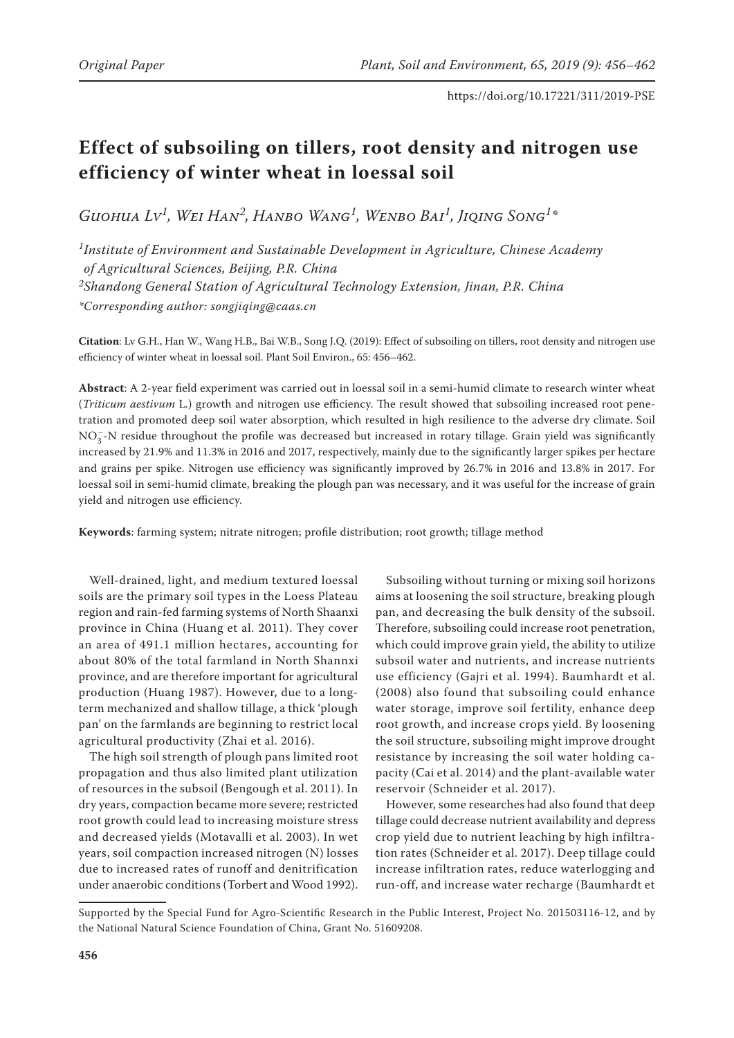# Effect of subsoiling on tillers, root density and nitrogen use efficiency of winter wheat in loessal soil

*Guohua Lv[1], Wei Han[2], Hanbo Wang[1], Wenbo Bai[1], Jiqing Song[1]\**

[1]*Institute of Environment and Sustainable Development in Agriculture, Chinese Academy of Agricultural Sciences, Beijing, P.R. China*

[2]*Shandong General Station of Agricultural Technology Extension, Jinan, P.R. China*

*\*Corresponding author: songjiqing@caas.cn*

**Citation**: Lv G.H., Han W., Wang H.B., Bai W.B., Song J.Q. (2019): Effect of subsoiling on tillers, root density and nitrogen use efficiency of winter wheat in loessal soil. Plant Soil Environ., 65: 456–462.

**Abstract**: A 2-year field experiment was carried out in loessal soil in a semi-humid climate to research winter wheat (*Triticum aestivum* L.) growth and nitrogen use efficiency. The result showed that subsoiling increased root penetration and promoted deep soil water absorption, which resulted in high resilience to the adverse dry climate. Soil $NO_3^-$-N residue throughout the profile was decreased but increased in rotary tillage. Grain yield was significantly increased by 21.9% and 11.3% in 2016 and 2017, respectively, mainly due to the significantly larger spikes per hectare and grains per spike. Nitrogen use efficiency was significantly improved by 26.7% in 2016 and 13.8% in 2017. For loessal soil in semi-humid climate, breaking the plough pan was necessary, and it was useful for the increase of grain yield and nitrogen use efficiency.

**Keywords**: farming system; nitrate nitrogen; profile distribution; root growth; tillage method

Well-drained, light, and medium textured loessal soils are the primary soil types in the Loess Plateau region and rain-fed farming systems of North Shaanxi province in China (Huang et al. 2011). They cover an area of 491.1 million hectares, accounting for about 80% of the total farmland in North Shannxi province, and are therefore important for agricultural production (Huang 1987). However, due to a long-term mechanized and shallow tillage, a thick 'plough pan' on the farmlands are beginning to restrict local agricultural productivity (Zhai et al. 2016).

The high soil strength of plough pans limited root propagation and thus also limited plant utilization of resources in the subsoil (Bengough et al. 2011). In dry years, compaction became more severe; restricted root growth could lead to increasing moisture stress and decreased yields (Motavalli et al. 2003). In wet years, soil compaction increased nitrogen (N) losses due to increased rates of runoff and denitrification under anaerobic conditions (Torbert and Wood 1992).

Subsoiling without turning or mixing soil horizons aims at loosening the soil structure, breaking plough pan, and decreasing the bulk density of the subsoil. Therefore, subsoiling could increase root penetration, which could improve grain yield, the ability to utilize subsoil water and nutrients, and increase nutrients use efficiency (Gajri et al. 1994). Baumhardt et al. (2008) also found that subsoiling could enhance water storage, improve soil fertility, enhance deep root growth, and increase crops yield. By loosening the soil structure, subsoiling might improve drought resistance by increasing the soil water holding capacity (Cai et al. 2014) and the plant-available water reservoir (Schneider et al. 2017).

However, some researches had also found that deep tillage could decrease nutrient availability and depress crop yield due to nutrient leaching by high infiltration rates (Schneider et al. 2017). Deep tillage could increase infiltration rates, reduce waterlogging and run-off, and increase water recharge (Baumhardt et

Supported by the Special Fund for Agro-Scientific Research in the Public Interest, Project No. 201503116-12, and by the National Natural Science Foundation of China, Grant No. 51609208.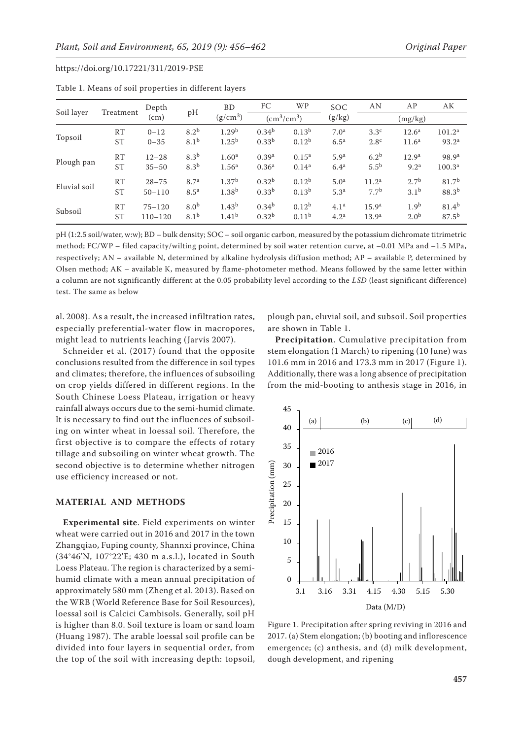Table 1. Means of soil properties in different layers

| Soil layer | Treatment | Depth (cm) | pH | BD ($g/cm^3$) | FC | WP | SOC (g/kg) | AN | AP | AK |
|---|---|---|---|---|---|---|---|---|---|---|
| | | | | | ($cm^3/cm^3$) | | | (mg/kg) | | |
| Topsoil | RT | 0–12 | 8.2[b] | 1.29[b] | 0.34[b] | 0.13[b] | 7.0[a] | 3.3[c] | 12.6[a] | 101.2[a] |
| | ST | 0–35 | 8.1[b] | 1.25[b] | 0.33[b] | 0.12[b] | 6.5[a] | 2.8[c] | 11.6[a] | 93.2[a] |
| Plough pan | RT | 12–28 | 8.3[b] | 1.60[a] | 0.39[a] | 0.15[a] | 5.9[a] | 6.2[b] | 12.9[a] | 98.9[a] |
| | ST | 35–50 | 8.3[b] | 1.56[a] | 0.36[a] | 0.14[a] | 6.4[a] | 5.5[b] | 9.2[a] | 100.3[a] |
| Eluvial soil | RT | 28–75 | 8.7[a] | 1.37[b] | 0.32[b] | 0.12[b] | 5.0[a] | 11.2[a] | 2.7[b] | 81.7[b] |
| | ST | 50–110 | 8.5[a] | 1.38[b] | 0.33[b] | 0.13[b] | 5.3[a] | 7.7[b] | 3.1[b] | 88.3[b] |
| Subsoil | RT | 75–120 | 8.0[b] | 1.43[b] | 0.34[b] | 0.12[b] | 4.1[a] | 15.9[a] | 1.9[b] | 81.4[b] |
| | ST | 110–120 | 8.1[b] | 1.41[b] | 0.32[b] | 0.11[b] | 4.2[a] | 13.9[a] | 2.0[b] | 87.5[b] |

pH (1:2.5 soil/water, w:w); BD – bulk density; SOC – soil organic carbon, measured by the potassium dichromate titrimetric method; FC/WP – filed capacity/wilting point, determined by soil water retention curve, at –0.01 MPa and –1.5 MPa, respectively; AN – available N, determined by alkaline hydrolysis diffusion method; AP – available P, determined by Olsen method; AK – available K, measured by flame-photometer method. Means followed by the same letter within a column are not significantly different at the 0.05 probability level according to the *LSD* (least significant difference) test. The same as below

al. 2008). As a result, the increased infiltration rates, especially preferential-water flow in macropores, might lead to nutrients leaching (Jarvis 2007).

Schneider et al. (2017) found that the opposite conclusions resulted from the difference in soil types and climates; therefore, the influences of subsoiling on crop yields differed in different regions. In the South Chinese Loess Plateau, irrigation or heavy rainfall always occurs due to the semi-humid climate. It is necessary to find out the influences of subsoiling on winter wheat in loessal soil. Therefore, the first objective is to compare the effects of rotary tillage and subsoiling on winter wheat growth. The second objective is to determine whether nitrogen use efficiency increased or not.

## MATERIAL AND METHODS

**Experimental site**. Field experiments on winter wheat were carried out in 2016 and 2017 in the town Zhangqiao, Fuping county, Shannxi province, China (34°46'N, 107°22'E; 430 m a.s.l.), located in South Loess Plateau. The region is characterized by a semi-humid climate with a mean annual precipitation of approximately 580 mm (Zheng et al. 2013). Based on the WRB (World Reference Base for Soil Resources), loessal soil is Calcici Cambisols. Generally, soil pH is higher than 8.0. Soil texture is loam or sand loam (Huang 1987). The arable loessal soil profile can be divided into four layers in sequential order, from the top of the soil with increasing depth: topsoil, plough pan, eluvial soil, and subsoil. Soil properties are shown in Table 1.

**Precipitation**. Cumulative precipitation from stem elongation (1 March) to ripening (10 June) was 101.6 mm in 2016 and 173.3 mm in 2017 (Figure 1). Additionally, there was a long absence of precipitation from the mid-booting to anthesis stage in 2016, in

Figure 1. Precipitation after spring reviving in 2016 and 2017. (a) Stem elongation; (b) booting and inflorescence emergence; (c) anthesis, and (d) milk development, dough development, and ripening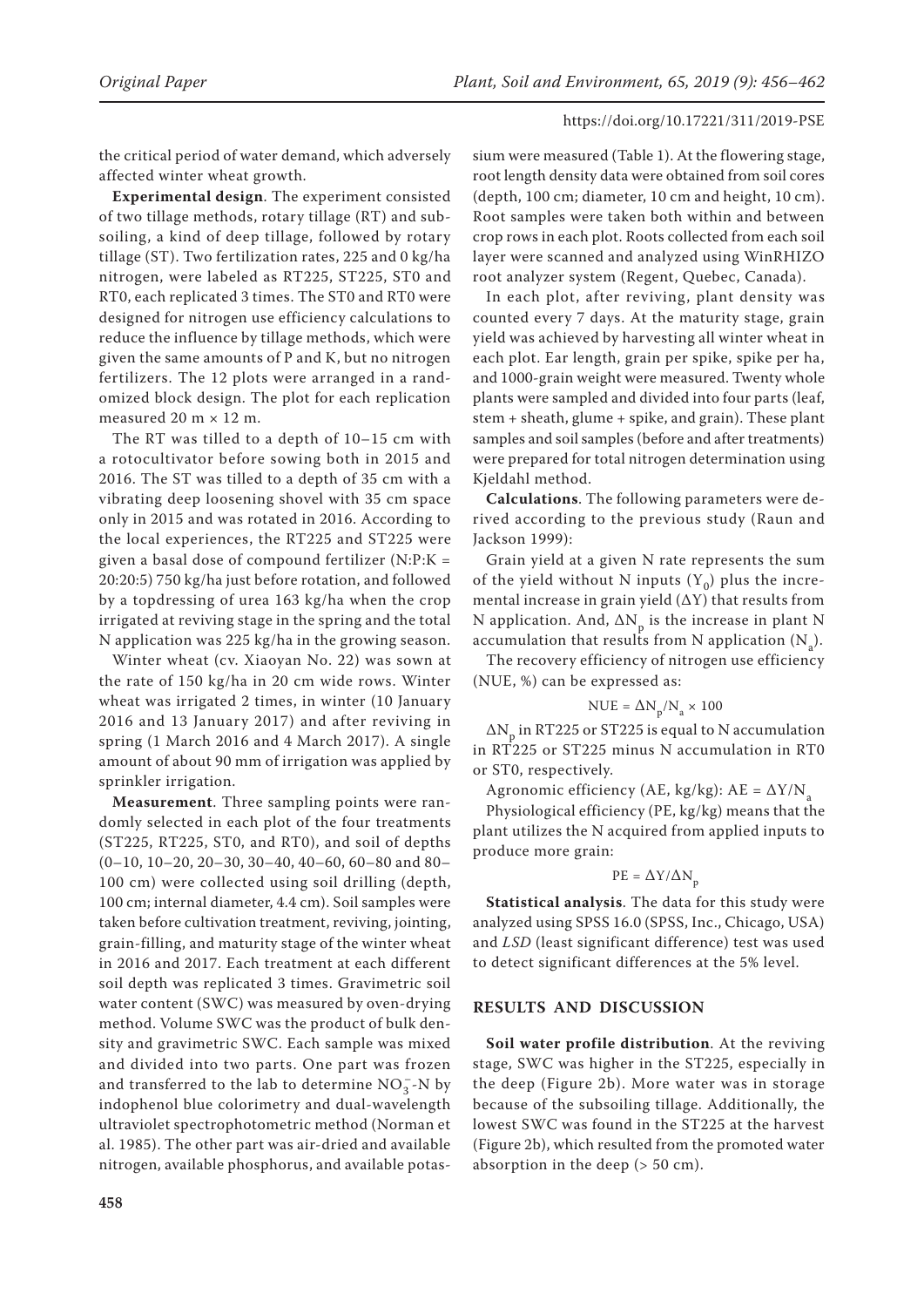the critical period of water demand, which adversely affected winter wheat growth.

**Experimental design**. The experiment consisted of two tillage methods, rotary tillage (RT) and subsoiling, a kind of deep tillage, followed by rotary tillage (ST). Two fertilization rates, 225 and 0 kg/ha nitrogen, were labeled as RT225, ST225, ST0 and RT0, each replicated 3 times. The ST0 and RT0 were designed for nitrogen use efficiency calculations to reduce the influence by tillage methods, which were given the same amounts of P and K, but no nitrogen fertilizers. The 12 plots were arranged in a randomized block design. The plot for each replication measured 20 m × 12 m.

The RT was tilled to a depth of 10–15 cm with a rotocultivator before sowing both in 2015 and 2016. The ST was tilled to a depth of 35 cm with a vibrating deep loosening shovel with 35 cm space only in 2015 and was rotated in 2016. According to the local experiences, the RT225 and ST225 were given a basal dose of compound fertilizer (N:P:K = 20:20:5) 750 kg/ha just before rotation, and followed by a topdressing of urea 163 kg/ha when the crop irrigated at reviving stage in the spring and the total N application was 225 kg/ha in the growing season.

Winter wheat (cv. Xiaoyan No. 22) was sown at the rate of 150 kg/ha in 20 cm wide rows. Winter wheat was irrigated 2 times, in winter (10 January 2016 and 13 January 2017) and after reviving in spring (1 March 2016 and 4 March 2017). A single amount of about 90 mm of irrigation was applied by sprinkler irrigation.

**Measurement**. Three sampling points were randomly selected in each plot of the four treatments (ST225, RT225, ST0, and RT0), and soil of depths (0–10, 10–20, 20–30, 30–40, 40–60, 60–80 and 80–100 cm) were collected using soil drilling (depth, 100 cm; internal diameter, 4.4 cm). Soil samples were taken before cultivation treatment, reviving, jointing, grain-filling, and maturity stage of the winter wheat in 2016 and 2017. Each treatment at each different soil depth was replicated 3 times. Gravimetric soil water content (SWC) was measured by oven-drying method. Volume SWC was the product of bulk density and gravimetric SWC. Each sample was mixed and divided into two parts. One part was frozen and transferred to the lab to determine $NO_3^-$-N by indophenol blue colorimetry and dual-wavelength ultraviolet spectrophotometric method (Norman et al. 1985). The other part was air-dried and available nitrogen, available phosphorus, and available potassium were measured (Table 1). At the flowering stage, root length density data were obtained from soil cores (depth, 100 cm; diameter, 10 cm and height, 10 cm). Root samples were taken both within and between crop rows in each plot. Roots collected from each soil layer were scanned and analyzed using WinRHIZO root analyzer system (Regent, Quebec, Canada).

In each plot, after reviving, plant density was counted every 7 days. At the maturity stage, grain yield was achieved by harvesting all winter wheat in each plot. Ear length, grain per spike, spike per ha, and 1000-grain weight were measured. Twenty whole plants were sampled and divided into four parts (leaf, stem + sheath, glume + spike, and grain). These plant samples and soil samples (before and after treatments) were prepared for total nitrogen determination using Kjeldahl method.

**Calculations**. The following parameters were derived according to the previous study (Raun and Jackson 1999):

Grain yield at a given N rate represents the sum of the yield without N inputs ($Y_0$) plus the incremental increase in grain yield ($\Delta Y$) that results from N application. And, $\Delta N_p$ is the increase in plant N accumulation that results from N application ($N_a$).

The recovery efficiency of nitrogen use efficiency (NUE, %) can be expressed as:

$$\text{NUE} = \Delta N_p / N_a \times 100$$

$\Delta N_p$ in RT225 or ST225 is equal to N accumulation in RT225 or ST225 minus N accumulation in RT0 or ST0, respectively.

Agronomic efficiency (AE, kg/kg): $\text{AE} = \Delta Y / N_a$

Physiological efficiency (PE, kg/kg) means that the plant utilizes the N acquired from applied inputs to produce more grain:

$$\text{PE} = \Delta Y / \Delta N_p$$

**Statistical analysis**. The data for this study were analyzed using SPSS 16.0 (SPSS, Inc., Chicago, USA) and *LSD* (least significant difference) test was used to detect significant differences at the 5% level.

## RESULTS AND DISCUSSION

**Soil water profile distribution**. At the reviving stage, SWC was higher in the ST225, especially in the deep (Figure 2b). More water was in storage because of the subsoiling tillage. Additionally, the lowest SWC was found in the ST225 at the harvest (Figure 2b), which resulted from the promoted water absorption in the deep (> 50 cm).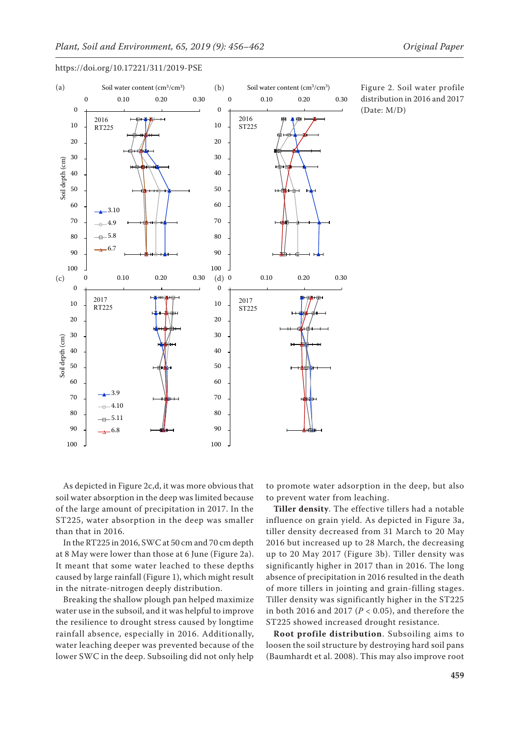Figure 2. Soil water profile distribution in 2016 and 2017 (Date: M/D)

As depicted in Figure 2c,d, it was more obvious that soil water absorption in the deep was limited because of the large amount of precipitation in 2017. In the ST225, water absorption in the deep was smaller than that in 2016.

In the RT225 in 2016, SWC at 50 cm and 70 cm depth at 8 May were lower than those at 6 June (Figure 2a). It meant that some water leached to these depths caused by large rainfall (Figure 1), which might result in the nitrate-nitrogen deeply distribution.

Breaking the shallow plough pan helped maximize water use in the subsoil, and it was helpful to improve the resilience to drought stress caused by longtime rainfall absence, especially in 2016. Additionally, water leaching deeper was prevented because of the lower SWC in the deep. Subsoiling did not only help to promote water adsorption in the deep, but also to prevent water from leaching.

**Tiller density**. The effective tillers had a notable influence on grain yield. As depicted in Figure 3a, tiller density decreased from 31 March to 20 May 2016 but increased up to 28 March, the decreasing up to 20 May 2017 (Figure 3b). Tiller density was significantly higher in 2017 than in 2016. The long absence of precipitation in 2016 resulted in the death of more tillers in jointing and grain-filling stages. Tiller density was significantly higher in the ST225 in both 2016 and 2017 ($P < 0.05$), and therefore the ST225 showed increased drought resistance.

**Root profile distribution**. Subsoiling aims to loosen the soil structure by destroying hard soil pans (Baumhardt et al. 2008). This may also improve root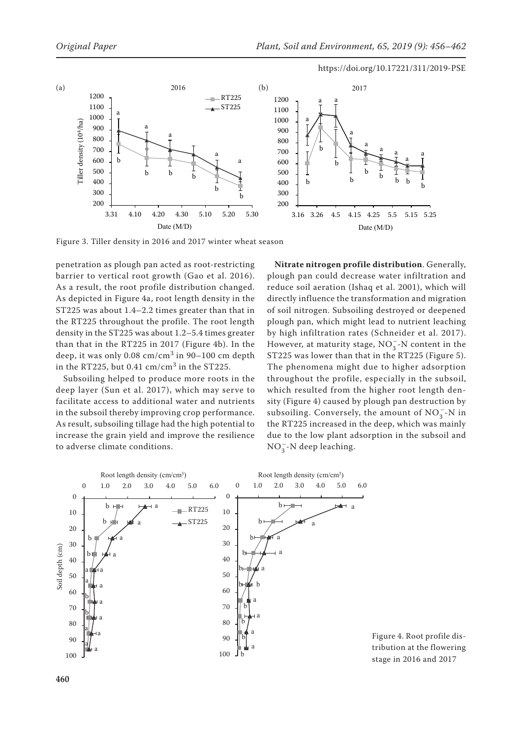Figure 3. Tiller density in 2016 and 2017 winter wheat season

penetration as plough pan acted as root-restricting barrier to vertical root growth (Gao et al. 2016). As a result, the root profile distribution changed. As depicted in Figure 4a, root length density in the ST225 was about 1.4–2.2 times greater than that in the RT225 throughout the profile. The root length density in the ST225 was about 1.2–5.4 times greater than that in the RT225 in 2017 (Figure 4b). In the deep, it was only 0.08 $cm/cm^3$ in 90–100 cm depth in the RT225, but 0.41 $cm/cm^3$ in the ST225.

Subsoiling helped to produce more roots in the deep layer (Sun et al. 2017), which may serve to facilitate access to additional water and nutrients in the subsoil thereby improving crop performance. As result, subsoiling tillage had the high potential to increase the grain yield and improve the resilience to adverse climate conditions.

**Nitrate nitrogen profile distribution**. Generally, plough pan could decrease water infiltration and reduce soil aeration (Ishaq et al. 2001), which will directly influence the transformation and migration of soil nitrogen. Subsoiling destroyed or deepened plough pan, which might lead to nutrient leaching by high infiltration rates (Schneider et al. 2017). However, at maturity stage, $NO_3^-$-N content in the ST225 was lower than that in the RT225 (Figure 5). The phenomena might due to higher adsorption throughout the profile, especially in the subsoil, which resulted from the higher root length density (Figure 4) caused by plough pan destruction by subsoiling. Conversely, the amount of $NO_3^-$-N in the RT225 increased in the deep, which was mainly due to the low plant adsorption in the subsoil and $NO_3^-$-N deep leaching.

Figure 4. Root profile distribution at the flowering stage in 2016 and 2017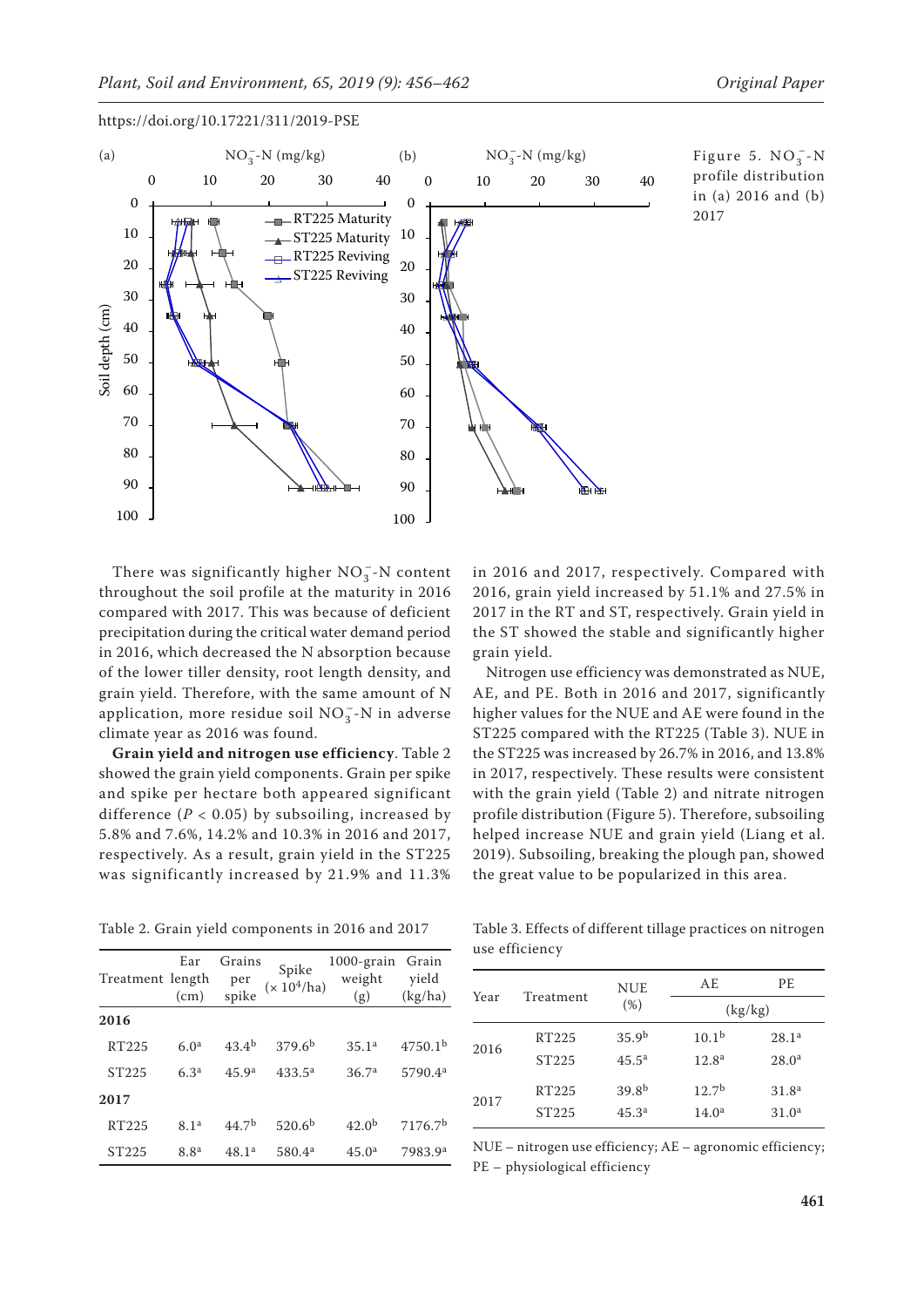Figure 5. $NO_3^-$-N profile distribution in (a) 2016 and (b) 2017

There was significantly higher $NO_3^-$-N content throughout the soil profile at the maturity in 2016 compared with 2017. This was because of deficient precipitation during the critical water demand period in 2016, which decreased the N absorption because of the lower tiller density, root length density, and grain yield. Therefore, with the same amount of N application, more residue soil $NO_3^-$-N in adverse climate year as 2016 was found.

**Grain yield and nitrogen use efficiency**. Table 2 showed the grain yield components. Grain per spike and spike per hectare both appeared significant difference ($P < 0.05$) by subsoiling, increased by 5.8% and 7.6%, 14.2% and 10.3% in 2016 and 2017, respectively. As a result, grain yield in the ST225 was significantly increased by 21.9% and 11.3% in 2016 and 2017, respectively. Compared with 2016, grain yield increased by 51.1% and 27.5% in 2017 in the RT and ST, respectively. Grain yield in the ST showed the stable and significantly higher grain yield.

Nitrogen use efficiency was demonstrated as NUE, AE, and PE. Both in 2016 and 2017, significantly higher values for the NUE and AE were found in the ST225 compared with the RT225 (Table 3). NUE in the ST225 was increased by 26.7% in 2016, and 13.8% in 2017, respectively. These results were consistent with the grain yield (Table 2) and nitrate nitrogen profile distribution (Figure 5). Therefore, subsoiling helped increase NUE and grain yield (Liang et al. 2019). Subsoiling, breaking the plough pan, showed the great value to be popularized in this area.

Table 2. Grain yield components in 2016 and 2017

| Treatment | Ear length (cm) | Grains per spike | Spike ($\times 10^4$/ha) | 1000-grain weight (g) | Grain yield (kg/ha) |
|---|---|---|---|---|---|
| **2016** | | | | | |
| RT225 | $6.0^a$ | $43.4^b$ | $379.6^b$ | $35.1^a$ | $4750.1^b$ |
| ST225 | $6.3^a$ | $45.9^a$ | $433.5^a$ | $36.7^a$ | $5790.4^a$ |
| **2017** | | | | | |
| RT225 | $8.1^a$ | $44.7^b$ | $520.6^b$ | $42.0^b$ | $7176.7^b$ |
| ST225 | $8.8^a$ | $48.1^a$ | $580.4^a$ | $45.0^a$ | $7983.9^a$ |

Table 3. Effects of different tillage practices on nitrogen use efficiency

| Year | Treatment | NUE (%) | AE (kg/kg) | PE (kg/kg) |
|---|---|---|---|---|
| 2016 | RT225 | $35.9^b$ | $10.1^b$ | $28.1^a$ |
| | ST225 | $45.5^a$ | $12.8^a$ | $28.0^a$ |
| 2017 | RT225 | $39.8^b$ | $12.7^b$ | $31.8^a$ |
| | ST225 | $45.3^a$ | $14.0^a$ | $31.0^a$ |

NUE – nitrogen use efficiency; AE – agronomic efficiency; PE – physiological efficiency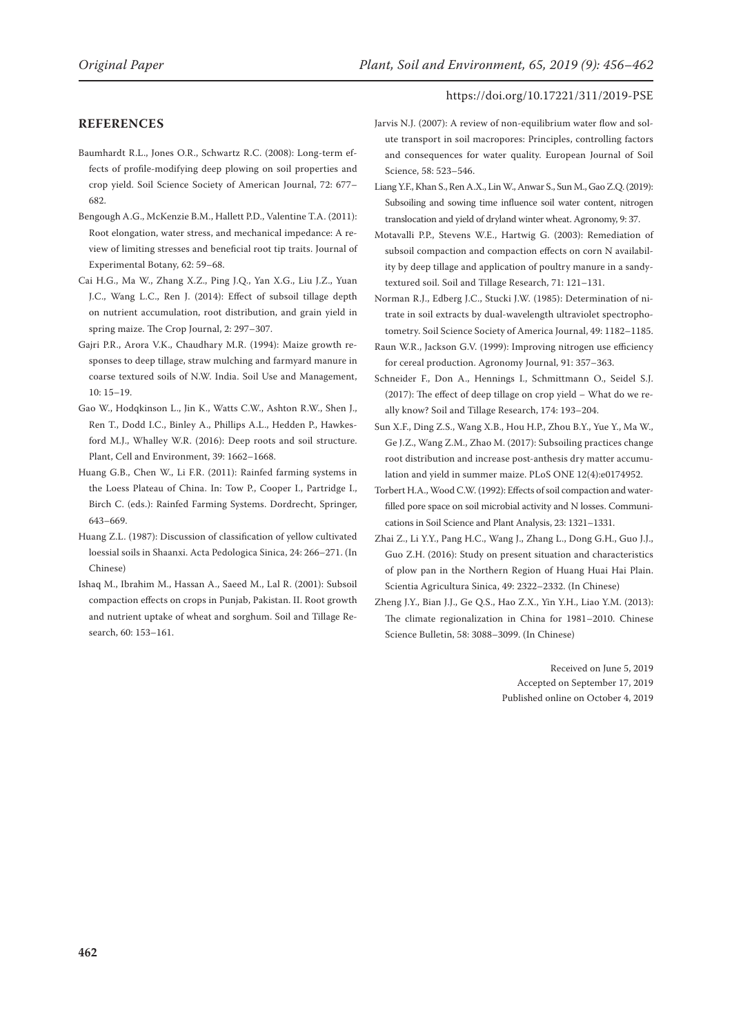## REFERENCES

Baumhardt R.L., Jones O.R., Schwartz R.C. (2008): Long-term effects of profile-modifying deep plowing on soil properties and crop yield. Soil Science Society of American Journal, 72: 677–682.

Bengough A.G., McKenzie B.M., Hallett P.D., Valentine T.A. (2011): Root elongation, water stress, and mechanical impedance: A review of limiting stresses and beneficial root tip traits. Journal of Experimental Botany, 62: 59–68.

Cai H.G., Ma W., Zhang X.Z., Ping J.Q., Yan X.G., Liu J.Z., Yuan J.C., Wang L.C., Ren J. (2014): Effect of subsoil tillage depth on nutrient accumulation, root distribution, and grain yield in spring maize. The Crop Journal, 2: 297–307.

Gajri P.R., Arora V.K., Chaudhary M.R. (1994): Maize growth responses to deep tillage, straw mulching and farmyard manure in coarse textured soils of N.W. India. Soil Use and Management, 10: 15–19.

Gao W., Hodqkinson L., Jin K., Watts C.W., Ashton R.W., Shen J., Ren T., Dodd I.C., Binley A., Phillips A.L., Hedden P., Hawkesford M.J., Whalley W.R. (2016): Deep roots and soil structure. Plant, Cell and Environment, 39: 1662–1668.

Huang G.B., Chen W., Li F.R. (2011): Rainfed farming systems in the Loess Plateau of China. In: Tow P., Cooper I., Partridge I., Birch C. (eds.): Rainfed Farming Systems. Dordrecht, Springer, 643–669.

Huang Z.L. (1987): Discussion of classification of yellow cultivated loessial soils in Shaanxi. Acta Pedologica Sinica, 24: 266–271. (In Chinese)

Ishaq M., Ibrahim M., Hassan A., Saeed M., Lal R. (2001): Subsoil compaction effects on crops in Punjab, Pakistan. II. Root growth and nutrient uptake of wheat and sorghum. Soil and Tillage Research, 60: 153–161.

Jarvis N.J. (2007): A review of non-equilibrium water flow and solute transport in soil macropores: Principles, controlling factors and consequences for water quality. European Journal of Soil Science, 58: 523–546.

Liang Y.F., Khan S., Ren A.X., Lin W., Anwar S., Sun M., Gao Z.Q. (2019): Subsoiling and sowing time influence soil water content, nitrogen translocation and yield of dryland winter wheat. Agronomy, 9: 37.

Motavalli P.P., Stevens W.E., Hartwig G. (2003): Remediation of subsoil compaction and compaction effects on corn N availability by deep tillage and application of poultry manure in a sandy-textured soil. Soil and Tillage Research, 71: 121–131.

Norman R.J., Edberg J.C., Stucki J.W. (1985): Determination of nitrate in soil extracts by dual-wavelength ultraviolet spectrophotometry. Soil Science Society of America Journal, 49: 1182–1185.

Raun W.R., Jackson G.V. (1999): Improving nitrogen use efficiency for cereal production. Agronomy Journal, 91: 357–363.

Schneider F., Don A., Hennings I., Schmittmann O., Seidel S.J. (2017): The effect of deep tillage on crop yield – What do we really know? Soil and Tillage Research, 174: 193–204.

Sun X.F., Ding Z.S., Wang X.B., Hou H.P., Zhou B.Y., Yue Y., Ma W., Ge J.Z., Wang Z.M., Zhao M. (2017): Subsoiling practices change root distribution and increase post-anthesis dry matter accumulation and yield in summer maize. PLoS ONE 12(4):e0174952.

Torbert H.A., Wood C.W. (1992): Effects of soil compaction and water-filled pore space on soil microbial activity and N losses. Communications in Soil Science and Plant Analysis, 23: 1321–1331.

Zhai Z., Li Y.Y., Pang H.C., Wang J., Zhang L., Dong G.H., Guo J.J., Guo Z.H. (2016): Study on present situation and characteristics of plow pan in the Northern Region of Huang Huai Hai Plain. Scientia Agricultura Sinica, 49: 2322–2332. (In Chinese)

Zheng J.Y., Bian J.J., Ge Q.S., Hao Z.X., Yin Y.H., Liao Y.M. (2013): The climate regionalization in China for 1981–2010. Chinese Science Bulletin, 58: 3088–3099. (In Chinese)

Received on June 5, 2019
Accepted on September 17, 2019
Published online on October 4, 2019